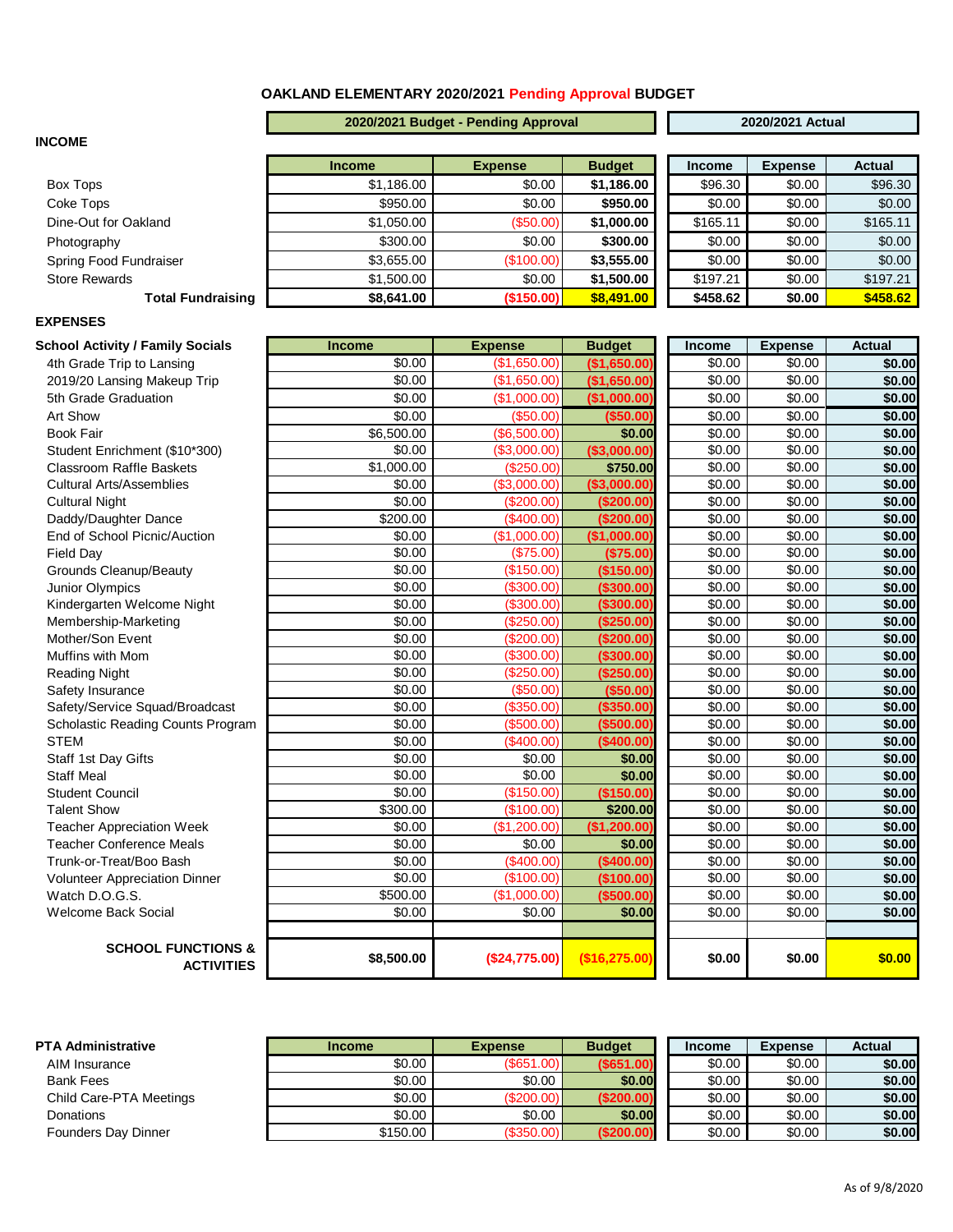# OAKLAND ELEMENTARY 2020/2021 Pending Approval BUDGET

## INCOME

| | 2020/2021 Budget - Pending Approval | | | 2020/2021 Actual | | |
|---|---|---|---|---|---|---|
| | Income | Expense | Budget | Income | Expense | Actual |
| Box Tops | $1,186.00 | $0.00 | $1,186.00 | $96.30 | $0.00 | $96.30 |
| Coke Tops | $950.00 | $0.00 | $950.00 | $0.00 | $0.00 | $0.00 |
| Dine-Out for Oakland | $1,050.00 | ($50.00) | $1,000.00 | $165.11 | $0.00 | $165.11 |
| Photography | $300.00 | $0.00 | $300.00 | $0.00 | $0.00 | $0.00 |
| Spring Food Fundraiser | $3,655.00 | ($100.00) | $3,555.00 | $0.00 | $0.00 | $0.00 |
| Store Rewards | $1,500.00 | $0.00 | $1,500.00 | $197.21 | $0.00 | $197.21 |
| **Total Fundraising** | **$8,641.00** | **($150.00)** | **$8,491.00** | **$458.62** | **$0.00** | **$458.62** |

## EXPENSES

| School Activity / Family Socials | Income | Expense | Budget | Income | Expense | Actual |
|---|---|---|---|---|---|---|
| 4th Grade Trip to Lansing | $0.00 | ($1,650.00) | ($1,650.00) | $0.00 | $0.00 | $0.00 |
| 2019/20 Lansing Makeup Trip | $0.00 | ($1,650.00) | ($1,650.00) | $0.00 | $0.00 | $0.00 |
| 5th Grade Graduation | $0.00 | ($1,000.00) | ($1,000.00) | $0.00 | $0.00 | $0.00 |
| Art Show | $0.00 | ($50.00) | ($50.00) | $0.00 | $0.00 | $0.00 |
| Book Fair | $6,500.00 | ($6,500.00) | $0.00 | $0.00 | $0.00 | $0.00 |
| Student Enrichment ($10*300) | $0.00 | ($3,000.00) | ($3,000.00) | $0.00 | $0.00 | $0.00 |
| Classroom Raffle Baskets | $1,000.00 | ($250.00) | $750.00 | $0.00 | $0.00 | $0.00 |
| Cultural Arts/Assemblies | $0.00 | ($3,000.00) | ($3,000.00) | $0.00 | $0.00 | $0.00 |
| Cultural Night | $0.00 | ($200.00) | ($200.00) | $0.00 | $0.00 | $0.00 |
| Daddy/Daughter Dance | $200.00 | ($400.00) | ($200.00) | $0.00 | $0.00 | $0.00 |
| End of School Picnic/Auction | $0.00 | ($1,000.00) | ($1,000.00) | $0.00 | $0.00 | $0.00 |
| Field Day | $0.00 | ($75.00) | ($75.00) | $0.00 | $0.00 | $0.00 |
| Grounds Cleanup/Beauty | $0.00 | ($150.00) | ($150.00) | $0.00 | $0.00 | $0.00 |
| Junior Olympics | $0.00 | ($300.00) | ($300.00) | $0.00 | $0.00 | $0.00 |
| Kindergarten Welcome Night | $0.00 | ($300.00) | ($300.00) | $0.00 | $0.00 | $0.00 |
| Membership-Marketing | $0.00 | ($250.00) | ($250.00) | $0.00 | $0.00 | $0.00 |
| Mother/Son Event | $0.00 | ($200.00) | ($200.00) | $0.00 | $0.00 | $0.00 |
| Muffins with Mom | $0.00 | ($300.00) | ($300.00) | $0.00 | $0.00 | $0.00 |
| Reading Night | $0.00 | ($250.00) | ($250.00) | $0.00 | $0.00 | $0.00 |
| Safety Insurance | $0.00 | ($50.00) | ($50.00) | $0.00 | $0.00 | $0.00 |
| Safety/Service Squad/Broadcast | $0.00 | ($350.00) | ($350.00) | $0.00 | $0.00 | $0.00 |
| Scholastic Reading Counts Program | $0.00 | ($500.00) | ($500.00) | $0.00 | $0.00 | $0.00 |
| STEM | $0.00 | ($400.00) | ($400.00) | $0.00 | $0.00 | $0.00 |
| Staff 1st Day Gifts | $0.00 | $0.00 | $0.00 | $0.00 | $0.00 | $0.00 |
| Staff Meal | $0.00 | $0.00 | $0.00 | $0.00 | $0.00 | $0.00 |
| Student Council | $0.00 | ($150.00) | ($150.00) | $0.00 | $0.00 | $0.00 |
| Talent Show | $300.00 | ($100.00) | $200.00 | $0.00 | $0.00 | $0.00 |
| Teacher Appreciation Week | $0.00 | ($1,200.00) | ($1,200.00) | $0.00 | $0.00 | $0.00 |
| Teacher Conference Meals | $0.00 | $0.00 | $0.00 | $0.00 | $0.00 | $0.00 |
| Trunk-or-Treat/Boo Bash | $0.00 | ($400.00) | ($400.00) | $0.00 | $0.00 | $0.00 |
| Volunteer Appreciation Dinner | $0.00 | ($100.00) | ($100.00) | $0.00 | $0.00 | $0.00 |
| Watch D.O.G.S. | $500.00 | ($1,000.00) | ($500.00) | $0.00 | $0.00 | $0.00 |
| Welcome Back Social | $0.00 | $0.00 | $0.00 | $0.00 | $0.00 | $0.00 |
| **SCHOOL FUNCTIONS & ACTIVITIES** | **$8,500.00** | **($24,775.00)** | **($16,275.00)** | **$0.00** | **$0.00** | **$0.00** |

| PTA Administrative | Income | Expense | Budget | Income | Expense | Actual |
|---|---|---|---|---|---|---|
| AIM Insurance | $0.00 | ($651.00) | ($651.00) | $0.00 | $0.00 | $0.00 |
| Bank Fees | $0.00 | $0.00 | $0.00 | $0.00 | $0.00 | $0.00 |
| Child Care-PTA Meetings | $0.00 | ($200.00) | ($200.00) | $0.00 | $0.00 | $0.00 |
| Donations | $0.00 | $0.00 | $0.00 | $0.00 | $0.00 | $0.00 |
| Founders Day Dinner | $150.00 | ($350.00) | ($200.00) | $0.00 | $0.00 | $0.00 |

As of 9/8/2020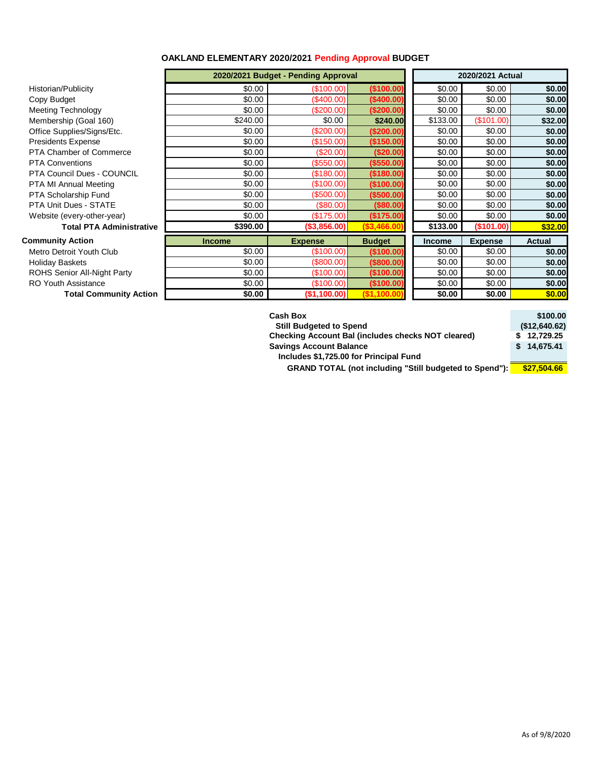### OAKLAND ELEMENTARY 2020/2021 Pending Approval BUDGET

| | 2020/2021 Budget - Pending Approval | | | 2020/2021 Actual | | |
|---|---|---|---|---|---|---|
| Historian/Publicity | $0.00 | ($100.00) | ($100.00) | $0.00 | $0.00 | $0.00 |
| Copy Budget | $0.00 | ($400.00) | ($400.00) | $0.00 | $0.00 | $0.00 |
| Meeting Technology | $0.00 | ($200.00) | ($200.00) | $0.00 | $0.00 | $0.00 |
| Membership (Goal 160) | $240.00 | $0.00 | $240.00 | $133.00 | ($101.00) | $32.00 |
| Office Supplies/Signs/Etc. | $0.00 | ($200.00) | ($200.00) | $0.00 | $0.00 | $0.00 |
| Presidents Expense | $0.00 | ($150.00) | ($150.00) | $0.00 | $0.00 | $0.00 |
| PTA Chamber of Commerce | $0.00 | ($20.00) | ($20.00) | $0.00 | $0.00 | $0.00 |
| PTA Conventions | $0.00 | ($550.00) | ($550.00) | $0.00 | $0.00 | $0.00 |
| PTA Council Dues - COUNCIL | $0.00 | ($180.00) | ($180.00) | $0.00 | $0.00 | $0.00 |
| PTA MI Annual Meeting | $0.00 | ($100.00) | ($100.00) | $0.00 | $0.00 | $0.00 |
| PTA Scholarship Fund | $0.00 | ($500.00) | ($500.00) | $0.00 | $0.00 | $0.00 |
| PTA Unit Dues - STATE | $0.00 | ($80.00) | ($80.00) | $0.00 | $0.00 | $0.00 |
| Website (every-other-year) | $0.00 | ($175.00) | ($175.00) | $0.00 | $0.00 | $0.00 |
| **Total PTA Administrative** | **$390.00** | **($3,856.00)** | **($3,466.00)** | **$133.00** | **($101.00)** | **$32.00** |
| **Community Action** | **Income** | **Expense** | **Budget** | **Income** | **Expense** | **Actual** |
| Metro Detroit Youth Club | $0.00 | ($100.00) | ($100.00) | $0.00 | $0.00 | $0.00 |
| Holiday Baskets | $0.00 | ($800.00) | ($800.00) | $0.00 | $0.00 | $0.00 |
| ROHS Senior All-Night Party | $0.00 | ($100.00) | ($100.00) | $0.00 | $0.00 | $0.00 |
| RO Youth Assistance | $0.00 | ($100.00) | ($100.00) | $0.00 | $0.00 | $0.00 |
| **Total Community Action** | **$0.00** | **($1,100.00)** | **($1,100.00)** | **$0.00** | **$0.00** | **$0.00** |

| | |
|---|---|
| **Cash Box** | **$100.00** |
| **Still Budgeted to Spend** | **($12,640.62)** |
| **Checking Account Bal (includes checks NOT cleared)** | **$ 12,729.25** |
| **Savings Account Balance** | **$ 14,675.41** |
| **Includes $1,725.00 for Principal Fund** | |
| **GRAND TOTAL (not including "Still budgeted to Spend"):** | **$27,504.66** |

As of 9/8/2020